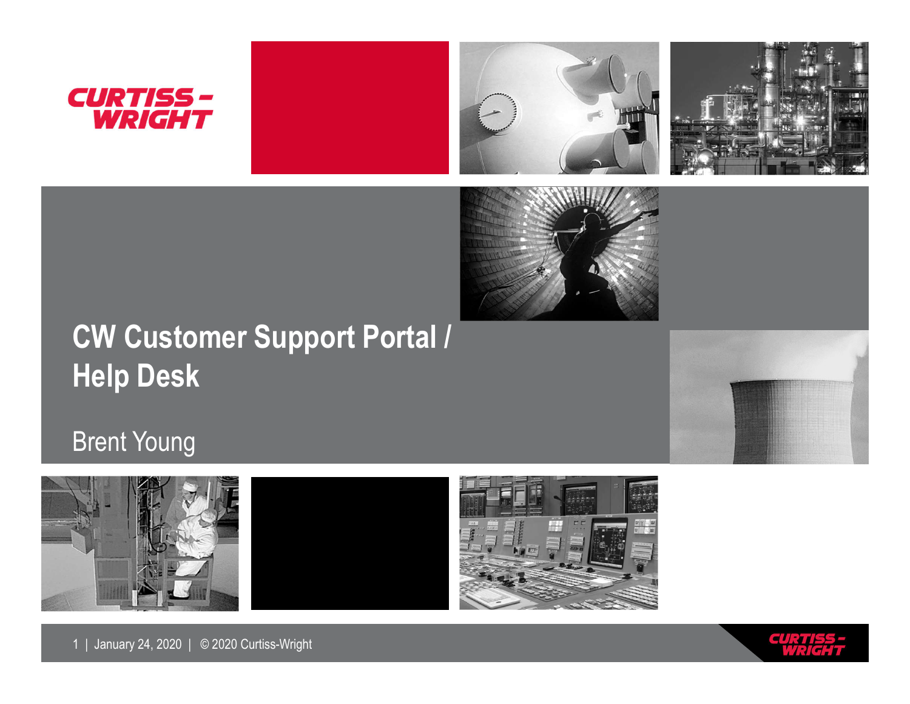# CW Customer Support Portal / Help Desk

Brent Young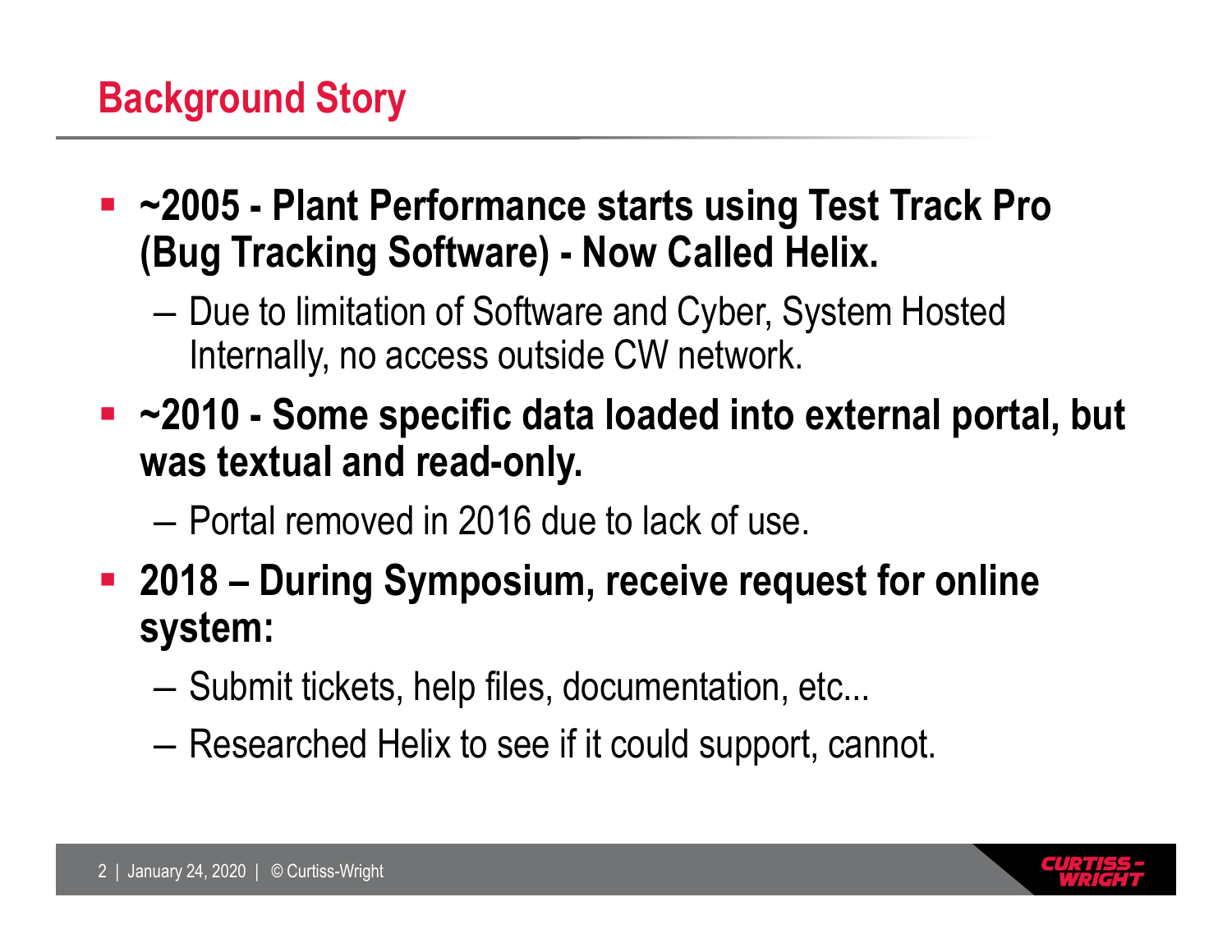## Background Story

- **~2005 - Plant Performance starts using Test Track Pro (Bug Tracking Software) - Now Called Helix.**
  - Due to limitation of Software and Cyber, System Hosted Internally, no access outside CW network.
- **~2010 - Some specific data loaded into external portal, but was textual and read-only.**
  - Portal removed in 2016 due to lack of use.
- **2018 – During Symposium, receive request for online system:**
  - Submit tickets, help files, documentation, etc...
  - Researched Helix to see if it could support, cannot.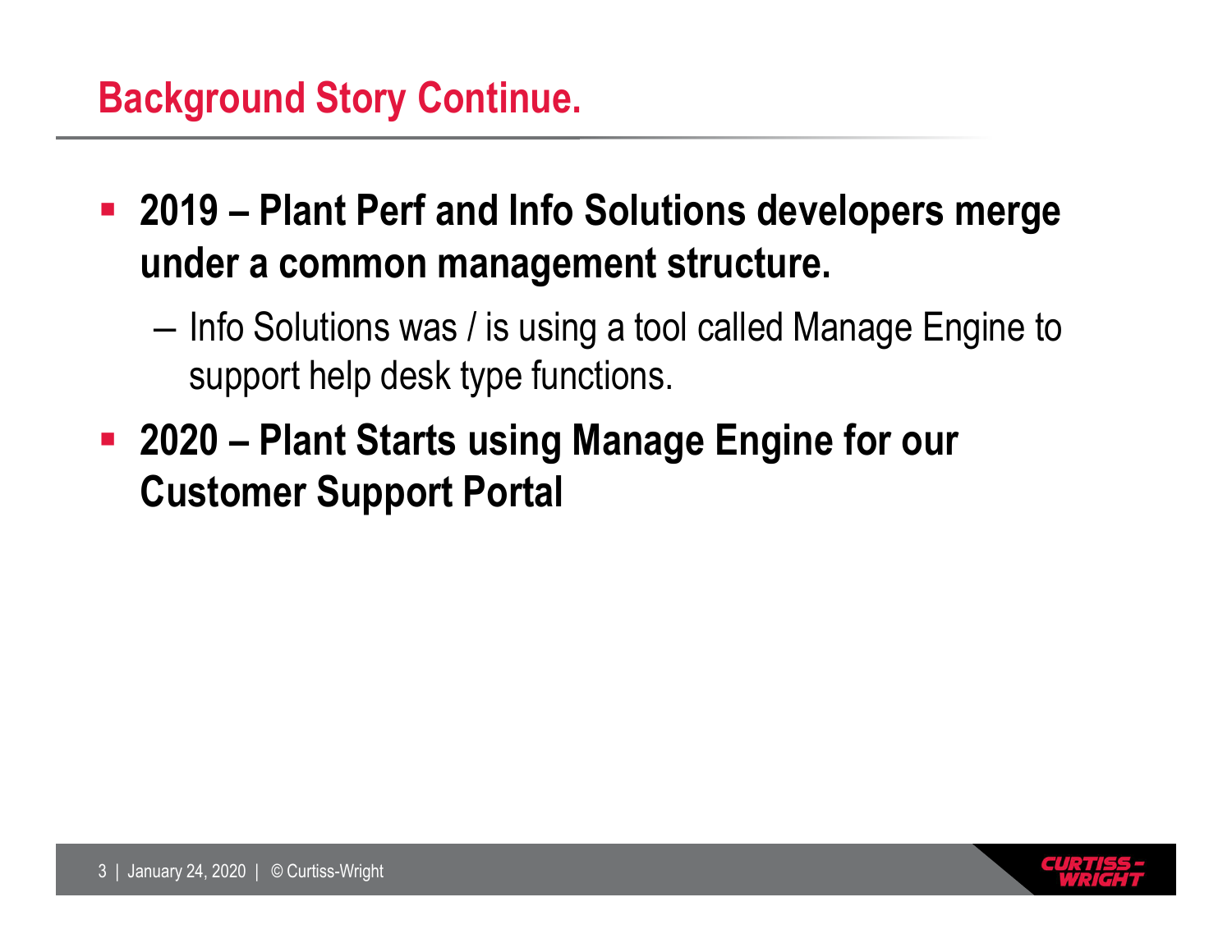## Background Story Continue.

- **2019 – Plant Perf and Info Solutions developers merge under a common management structure.**
  - Info Solutions was / is using a tool called Manage Engine to support help desk type functions.
- **2020 – Plant Starts using Manage Engine for our Customer Support Portal**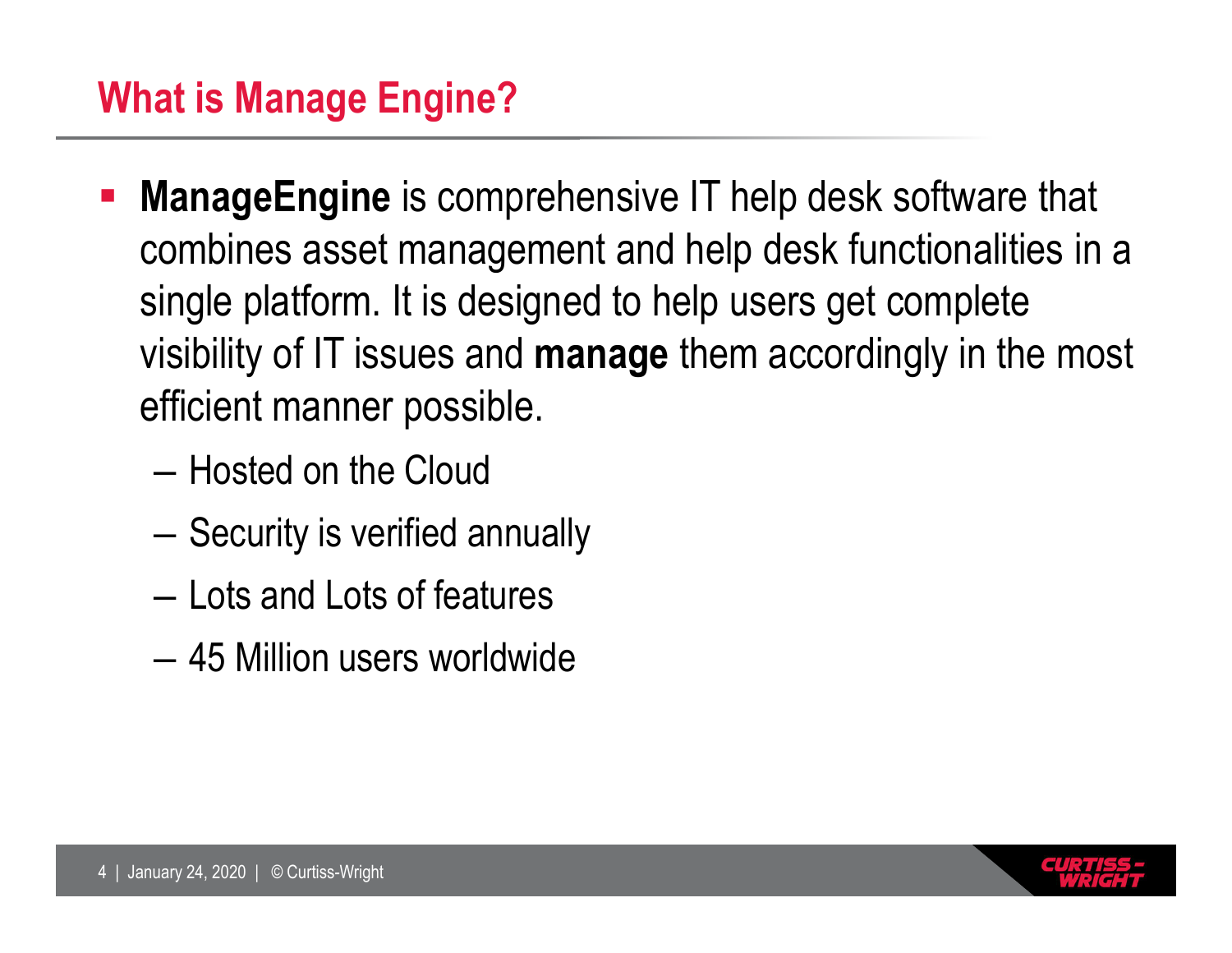## What is Manage Engine?

- **ManageEngine** is comprehensive IT help desk software that combines asset management and help desk functionalities in a single platform. It is designed to help users get complete visibility of IT issues and **manage** them accordingly in the most efficient manner possible.
  - Hosted on the Cloud
  - Security is verified annually
  - Lots and Lots of features
  - 45 Million users worldwide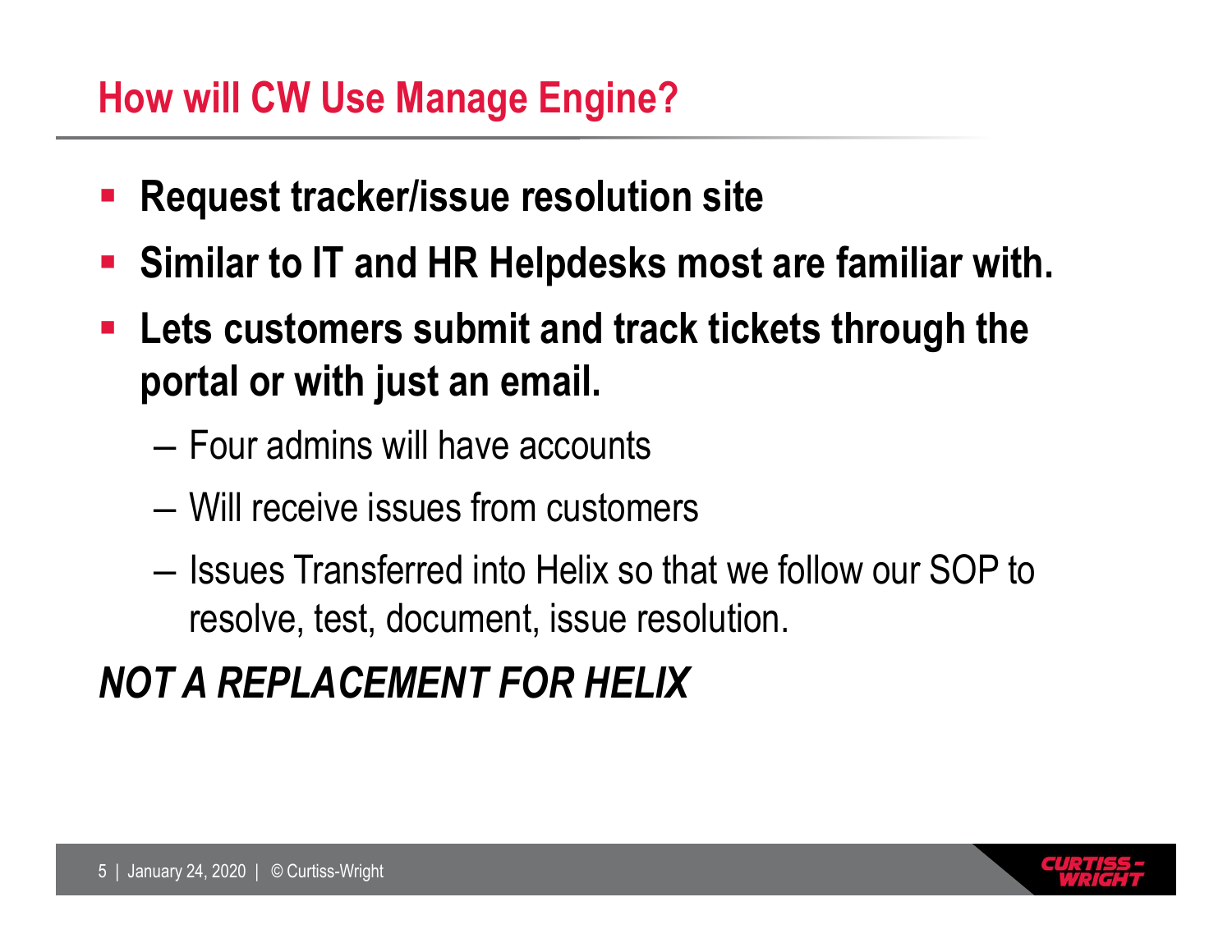## How will CW Use Manage Engine?

- **Request tracker/issue resolution site**
- **Similar to IT and HR Helpdesks most are familiar with.**
- **Lets customers submit and track tickets through the portal or with just an email.**
  - Four admins will have accounts
  - Will receive issues from customers
  - Issues Transferred into Helix so that we follow our SOP to resolve, test, document, issue resolution.

***NOT A REPLACEMENT FOR HELIX***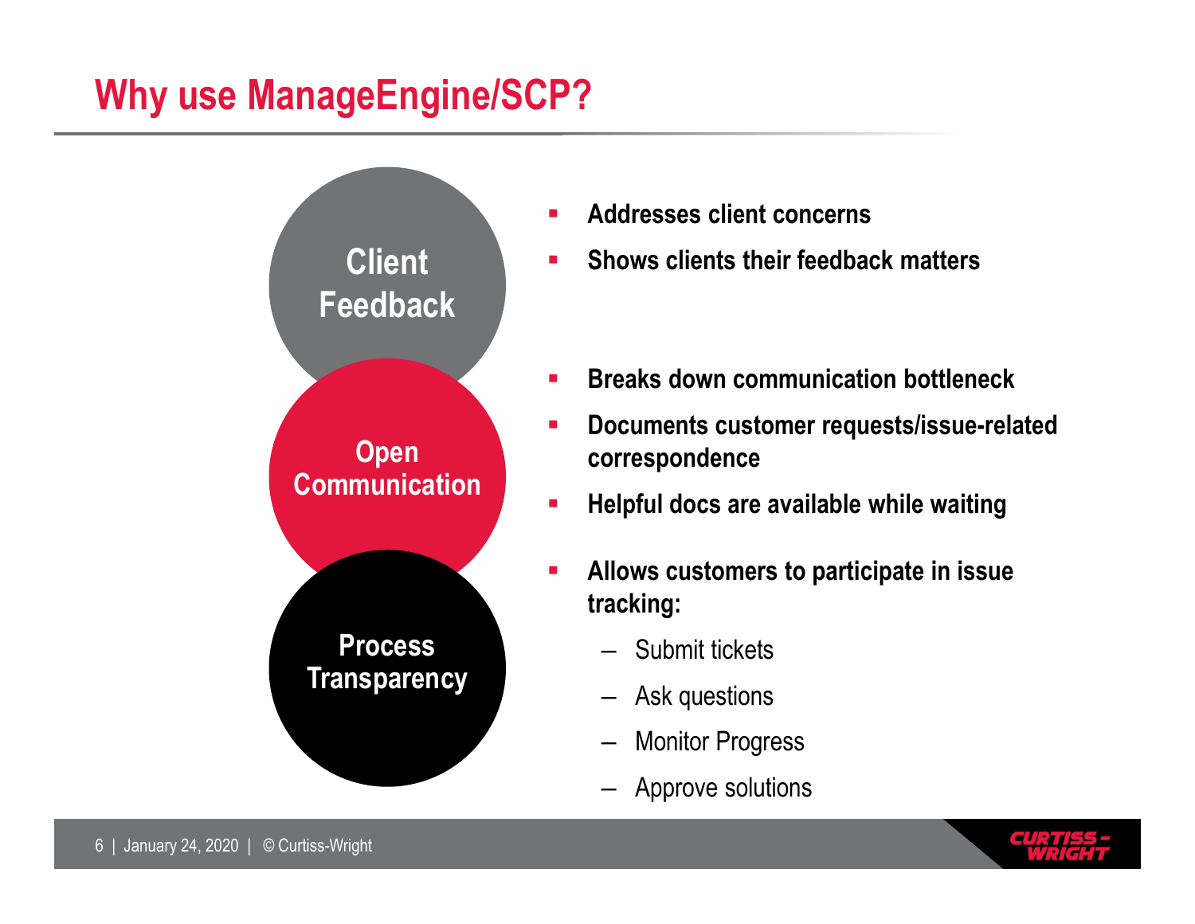# Why use ManageEngine/SCP?

**Client Feedback**

- **Addresses client concerns**
- **Shows clients their feedback matters**

**Open Communication**

- **Breaks down communication bottleneck**
- **Documents customer requests/issue-related correspondence**
- **Helpful docs are available while waiting**

**Process Transparency**

- **Allows customers to participate in issue tracking:**
  - Submit tickets
  - Ask questions
  - Monitor Progress
  - Approve solutions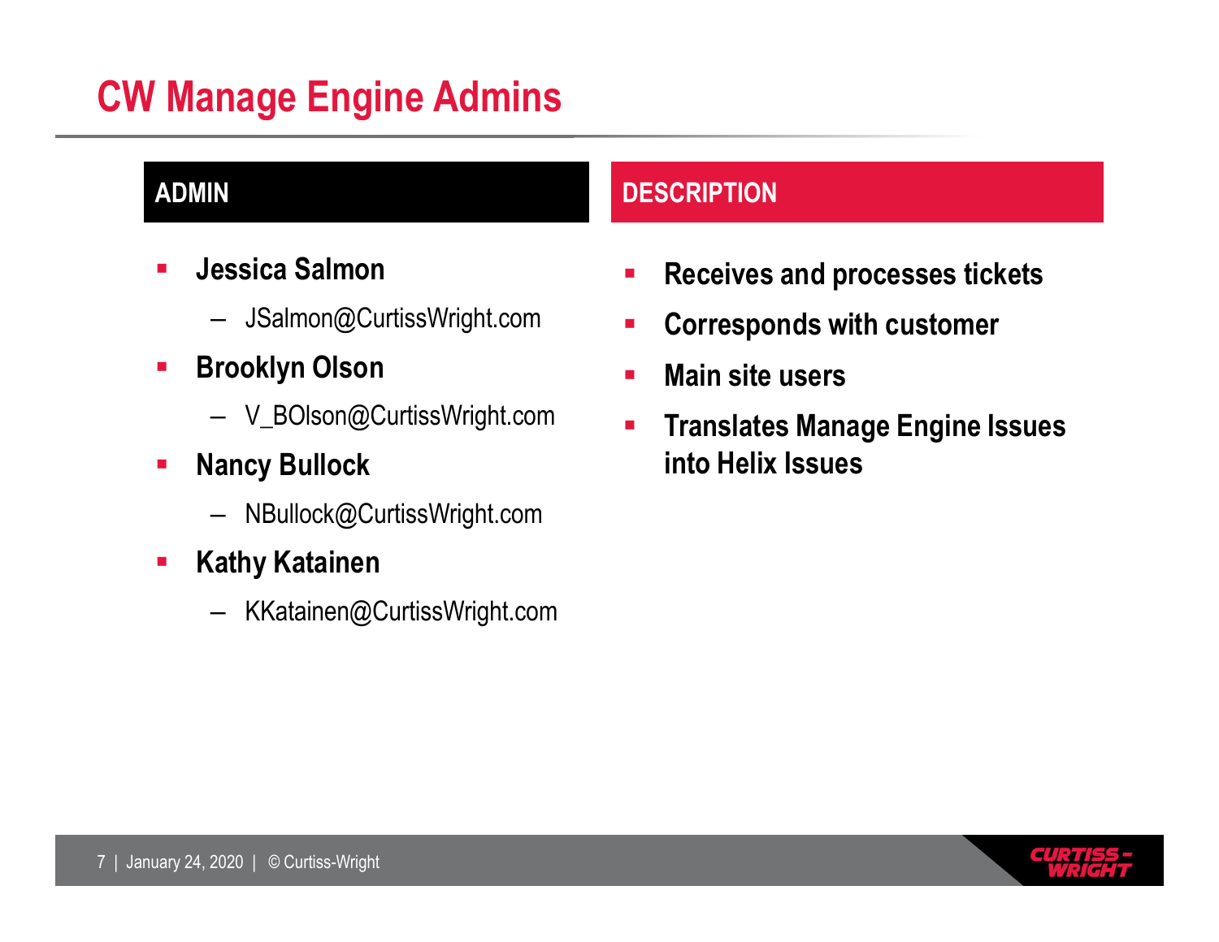# CW Manage Engine Admins

## ADMIN

- **Jessica Salmon**
  - JSalmon@CurtissWright.com
- **Brooklyn Olson**
  - V_BOlson@CurtissWright.com
- **Nancy Bullock**
  - NBullock@CurtissWright.com
- **Kathy Katainen**
  - KKatainen@CurtissWright.com

## DESCRIPTION

- **Receives and processes tickets**
- **Corresponds with customer**
- **Main site users**
- **Translates Manage Engine Issues into Helix Issues**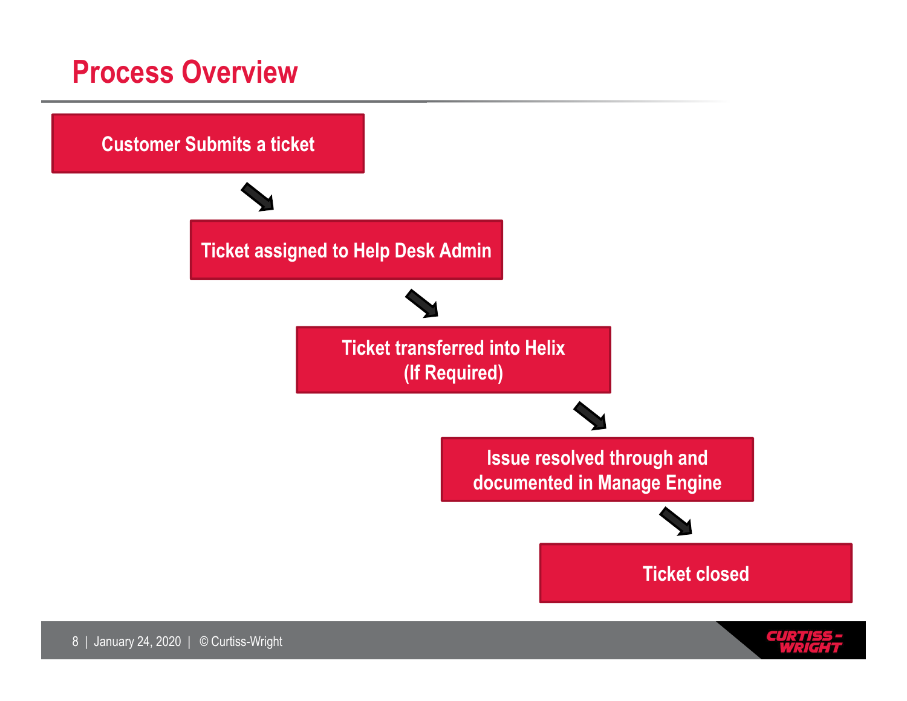# Process Overview

Customer Submits a ticket

Ticket assigned to Help Desk Admin

Ticket transferred into Helix
(If Required)

Issue resolved through and documented in Manage Engine

Ticket closed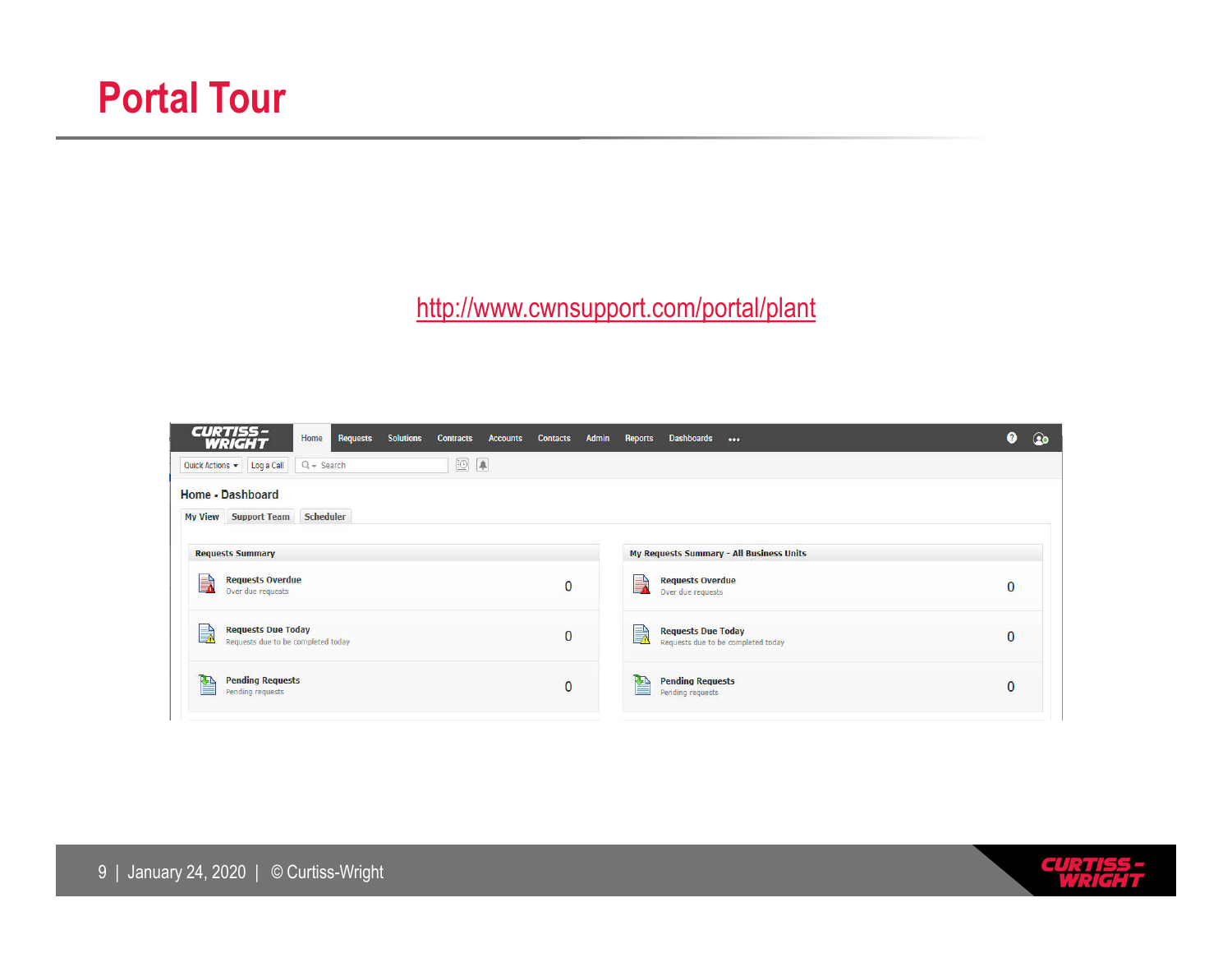# Portal Tour

http://www.cwnsupport.com/portal/plant

Home » Dashboard

My View | Support Team | Scheduler

| Requests Summary | |
|---|---|
| **Requests Overdue** Over due requests | 0 |
| **Requests Due Today** Requests due to be completed today | 0 |
| **Pending Requests** Pending requests | 0 |

| My Requests Summary - All Business Units | |
|---|---|
| **Requests Overdue** Over due requests | 0 |
| **Requests Due Today** Requests due to be completed today | 0 |
| **Pending Requests** Pending requests | 0 |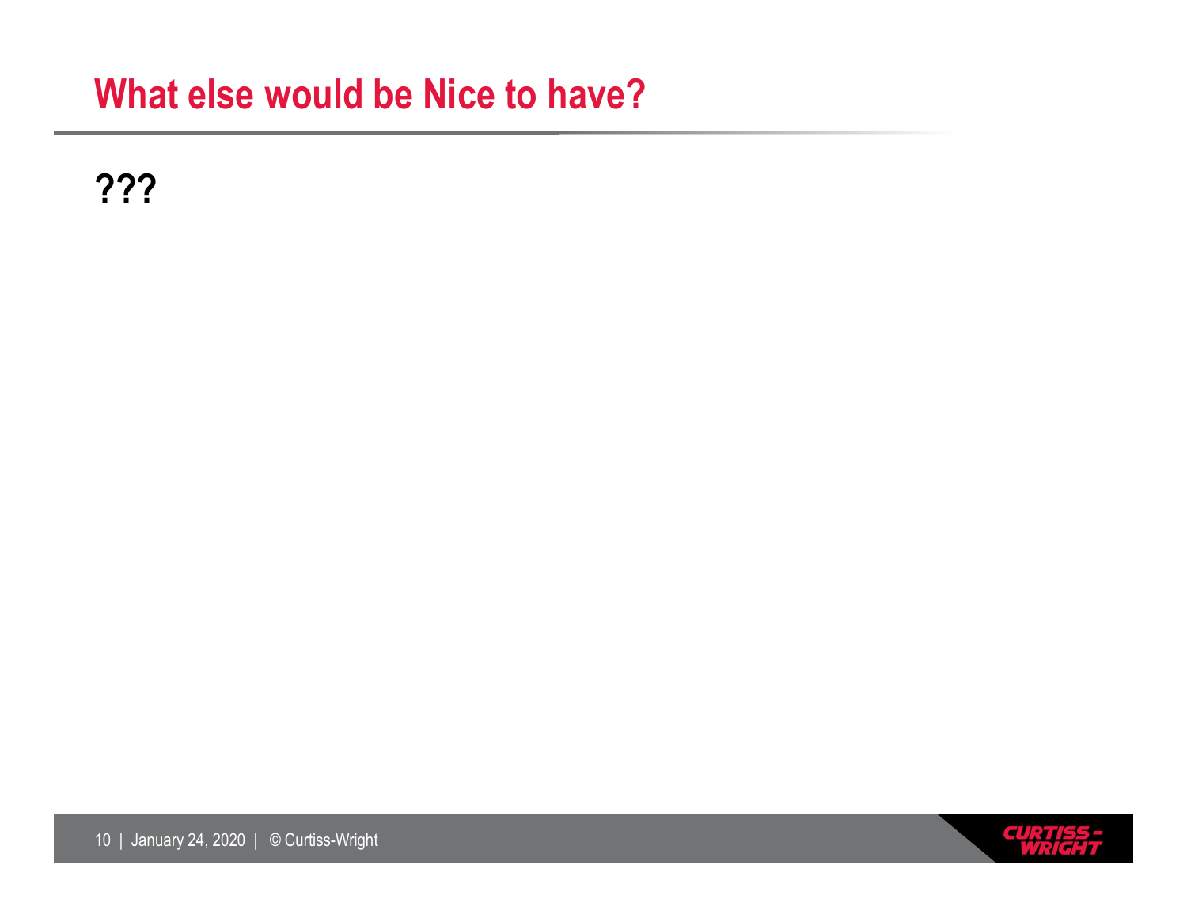# What else would be Nice to have?

**???**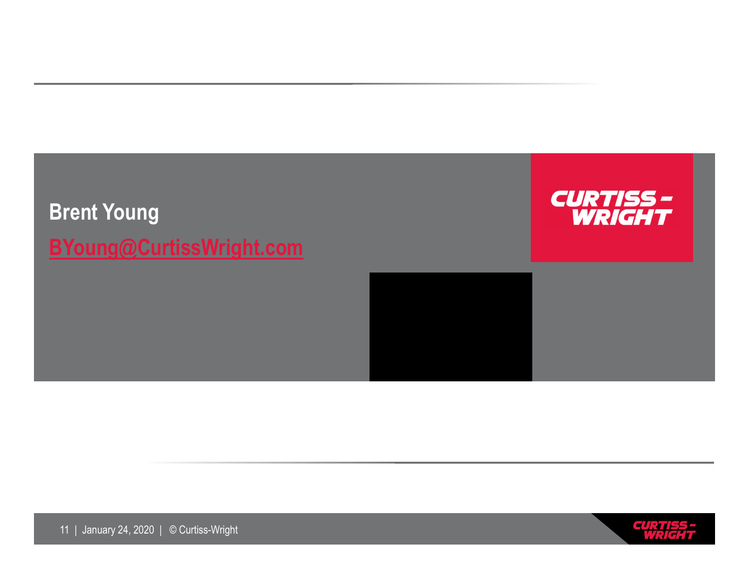**Brent Young**

BYoung@CurtissWright.com